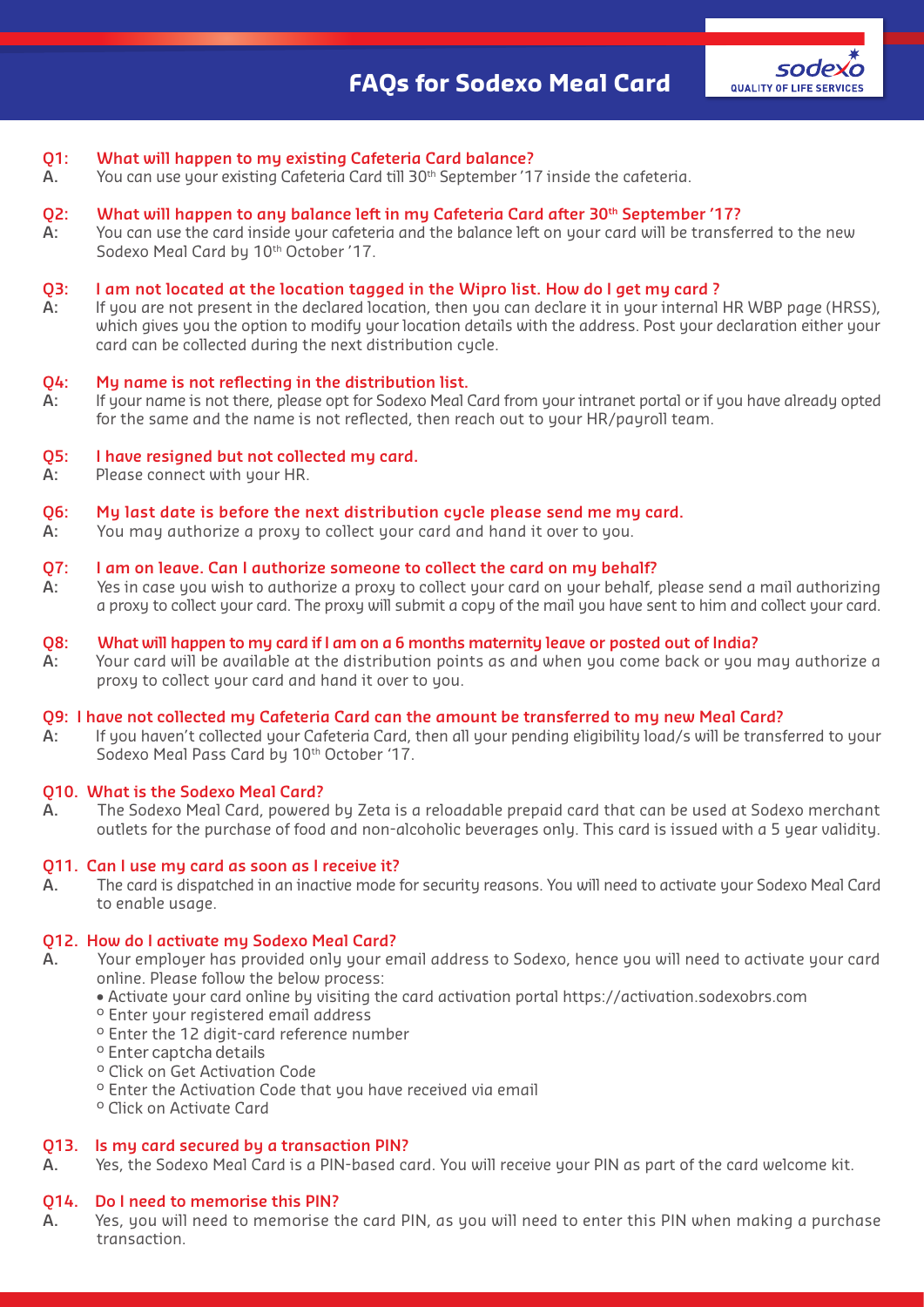# FAQs for Sodexo Meal Card

**Q1: What will happen to my existing Cafeteria Card balance?**

**A.** You can use your existing Cafeteria Card till 30th September '17 inside the cafeteria.

**Q2: What will happen to any balance left in my Cafeteria Card after 30th September '17?**

**A:** You can use the card inside your cafeteria and the balance left on your card will be transferred to the new Sodexo Meal Card by 10th October '17.

**Q3: I am not located at the location tagged in the Wipro list. How do I get my card ?**

**A:** If you are not present in the declared location, then you can declare it in your internal HR WBP page (HRSS), which gives you the option to modify your location details with the address. Post your declaration either your card can be collected during the next distribution cycle.

**Q4: My name is not reflecting in the distribution list.**

**A:** If your name is not there, please opt for Sodexo Meal Card from your intranet portal or if you have already opted for the same and the name is not reflected, then reach out to your HR/payroll team.

**Q5: I have resigned but not collected my card.**

**A:** Please connect with your HR.

**Q6: My last date is before the next distribution cycle please send me my card.**

**A:** You may authorize a proxy to collect your card and hand it over to you.

**Q7: I am on leave. Can I authorize someone to collect the card on my behalf?**

**A:** Yes in case you wish to authorize a proxy to collect your card on your behalf, please send a mail authorizing a proxy to collect your card. The proxy will submit a copy of the mail you have sent to him and collect your card.

**Q8: What will happen to my card if I am on a 6 months maternity leave or posted out of India?**

**A:** Your card will be available at the distribution points as and when you come back or you may authorize a proxy to collect your card and hand it over to you.

**Q9: I have not collected my Cafeteria Card can the amount be transferred to my new Meal Card?**

**A:** If you haven't collected your Cafeteria Card, then all your pending eligibility load/s will be transferred to your Sodexo Meal Pass Card by 10th October '17.

**Q10. What is the Sodexo Meal Card?**

**A.** The Sodexo Meal Card, powered by Zeta is a reloadable prepaid card that can be used at Sodexo merchant outlets for the purchase of food and non-alcoholic beverages only. This card is issued with a 5 year validity.

**Q11. Can I use my card as soon as I receive it?**

**A.** The card is dispatched in an inactive mode for security reasons. You will need to activate your Sodexo Meal Card to enable usage.

**Q12. How do I activate my Sodexo Meal Card?**

**A.** Your employer has provided only your email address to Sodexo, hence you will need to activate your card online. Please follow the below process:

- Activate your card online by visiting the card activation portal https://activation.sodexobrs.com
  - Enter your registered email address
  - Enter the 12 digit-card reference number
  - Enter captcha details
  - Click on Get Activation Code
  - Enter the Activation Code that you have received via email
  - Click on Activate Card

**Q13. Is my card secured by a transaction PIN?**

**A.** Yes, the Sodexo Meal Card is a PIN-based card. You will receive your PIN as part of the card welcome kit.

**Q14. Do I need to memorise this PIN?**

**A.** Yes, you will need to memorise the card PIN, as you will need to enter this PIN when making a purchase transaction.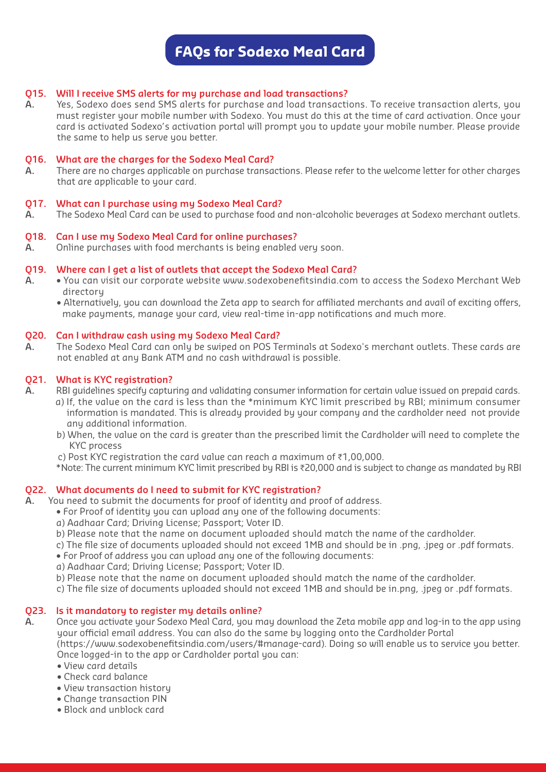# FAQs for Sodexo Meal Card

**Q15. Will I receive SMS alerts for my purchase and load transactions?**

**A.** Yes, Sodexo does send SMS alerts for purchase and load transactions. To receive transaction alerts, you must register your mobile number with Sodexo. You must do this at the time of card activation. Once your card is activated Sodexo's activation portal will prompt you to update your mobile number. Please provide the same to help us serve you better.

**Q16. What are the charges for the Sodexo Meal Card?**

**A.** There are no charges applicable on purchase transactions. Please refer to the welcome letter for other charges that are applicable to your card.

**Q17. What can I purchase using my Sodexo Meal Card?**

**A.** The Sodexo Meal Card can be used to purchase food and non-alcoholic beverages at Sodexo merchant outlets.

**Q18. Can I use my Sodexo Meal Card for online purchases?**

**A.** Online purchases with food merchants is being enabled very soon.

**Q19. Where can I get a list of outlets that accept the Sodexo Meal Card?**

**A.**
- You can visit our corporate website www.sodexobenefitsindia.com to access the Sodexo Merchant Web directory
- Alternatively, you can download the Zeta app to search for affiliated merchants and avail of exciting offers, make payments, manage your card, view real-time in-app notifications and much more.

**Q20. Can I withdraw cash using my Sodexo Meal Card?**

**A.** The Sodexo Meal Card can only be swiped on POS Terminals at Sodexo's merchant outlets. These cards are not enabled at any Bank ATM and no cash withdrawal is possible.

**Q21. What is KYC registration?**

**A.** RBI guidelines specify capturing and validating consumer information for certain value issued on prepaid cards.

a) If, the value on the card is less than the *minimum KYC limit prescribed by RBI; minimum consumer information is mandated. This is already provided by your company and the cardholder need not provide any additional information.

b) When, the value on the card is greater than the prescribed limit the Cardholder will need to complete the KYC process

c) Post KYC registration the card value can reach a maximum of ₹1,00,000.

*Note: The current minimum KYC limit prescribed by RBI is ₹20,000 and is subject to change as mandated by RBI

**Q22. What documents do I need to submit for KYC registration?**

**A.** You need to submit the documents for proof of identity and proof of address.

- For Proof of identity you can upload any one of the following documents:

a) Aadhaar Card; Driving License; Passport; Voter ID.

b) Please note that the name on document uploaded should match the name of the cardholder.

c) The file size of documents uploaded should not exceed 1MB and should be in .png, .jpeg or .pdf formats.

- For Proof of address you can upload any one of the following documents:

a) Aadhaar Card; Driving License; Passport; Voter ID.

b) Please note that the name on document uploaded should match the name of the cardholder.

c) The file size of documents uploaded should not exceed 1MB and should be in.png, .jpeg or .pdf formats.

**Q23. Is it mandatory to register my details online?**

**A.** Once you activate your Sodexo Meal Card, you may download the Zeta mobile app and log-in to the app using your official email address. You can also do the same by logging onto the Cardholder Portal (https://www.sodexobenefitsindia.com/users/#manage-card). Doing so will enable us to service you better. Once logged-in to the app or Cardholder portal you can:

- View card details
- Check card balance
- View transaction history
- Change transaction PIN
- Block and unblock card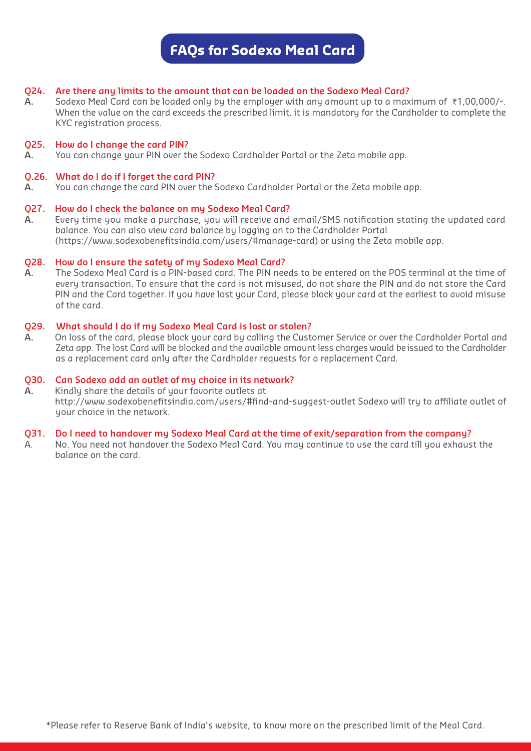# FAQs for Sodexo Meal Card

**Q24. Are there any limits to the amount that can be loaded on the Sodexo Meal Card?**

**A.** Sodexo Meal Card can be loaded only by the employer with any amount up to a maximum of ₹1,00,000/-. When the value on the card exceeds the prescribed limit, it is mandatory for the Cardholder to complete the KYC registration process.

**Q25. How do I change the card PIN?**

**A.** You can change your PIN over the Sodexo Cardholder Portal or the Zeta mobile app.

**Q.26. What do I do if I forget the card PIN?**

**A.** You can change the card PIN over the Sodexo Cardholder Portal or the Zeta mobile app.

**Q27. How do I check the balance on my Sodexo Meal Card?**

**A.** Every time you make a purchase, you will receive and email/SMS notification stating the updated card balance. You can also view card balance by logging on to the Cardholder Portal (https://www.sodexobenefitsindia.com/users/#manage-card) or using the Zeta mobile app.

**Q28. How do I ensure the safety of my Sodexo Meal Card?**

**A.** The Sodexo Meal Card is a PIN-based card. The PIN needs to be entered on the POS terminal at the time of every transaction. To ensure that the card is not misused, do not share the PIN and do not store the Card PIN and the Card together. If you have lost your Card, please block your card at the earliest to avoid misuse of the card.

**Q29. What should I do if my Sodexo Meal Card is lost or stolen?**

**A.** On loss of the card, please block your card by calling the Customer Service or over the Cardholder Portal and Zeta app. The lost Card will be blocked and the available amount less charges would be issued to the Cardholder as a replacement card only after the Cardholder requests for a replacement Card.

**Q30. Can Sodexo add an outlet of my choice in its network?**

**A.** Kindly share the details of your favorite outlets at http://www.sodexobenefitsindia.com/users/#find-and-suggest-outlet Sodexo will try to affiliate outlet of your choice in the network.

**Q31. Do I need to handover my Sodexo Meal Card at the time of exit/separation from the company?**

A. No. You need not handover the Sodexo Meal Card. You may continue to use the card till you exhaust the balance on the card.

*Please refer to Reserve Bank of India's website, to know more on the prescribed limit of the Meal Card.